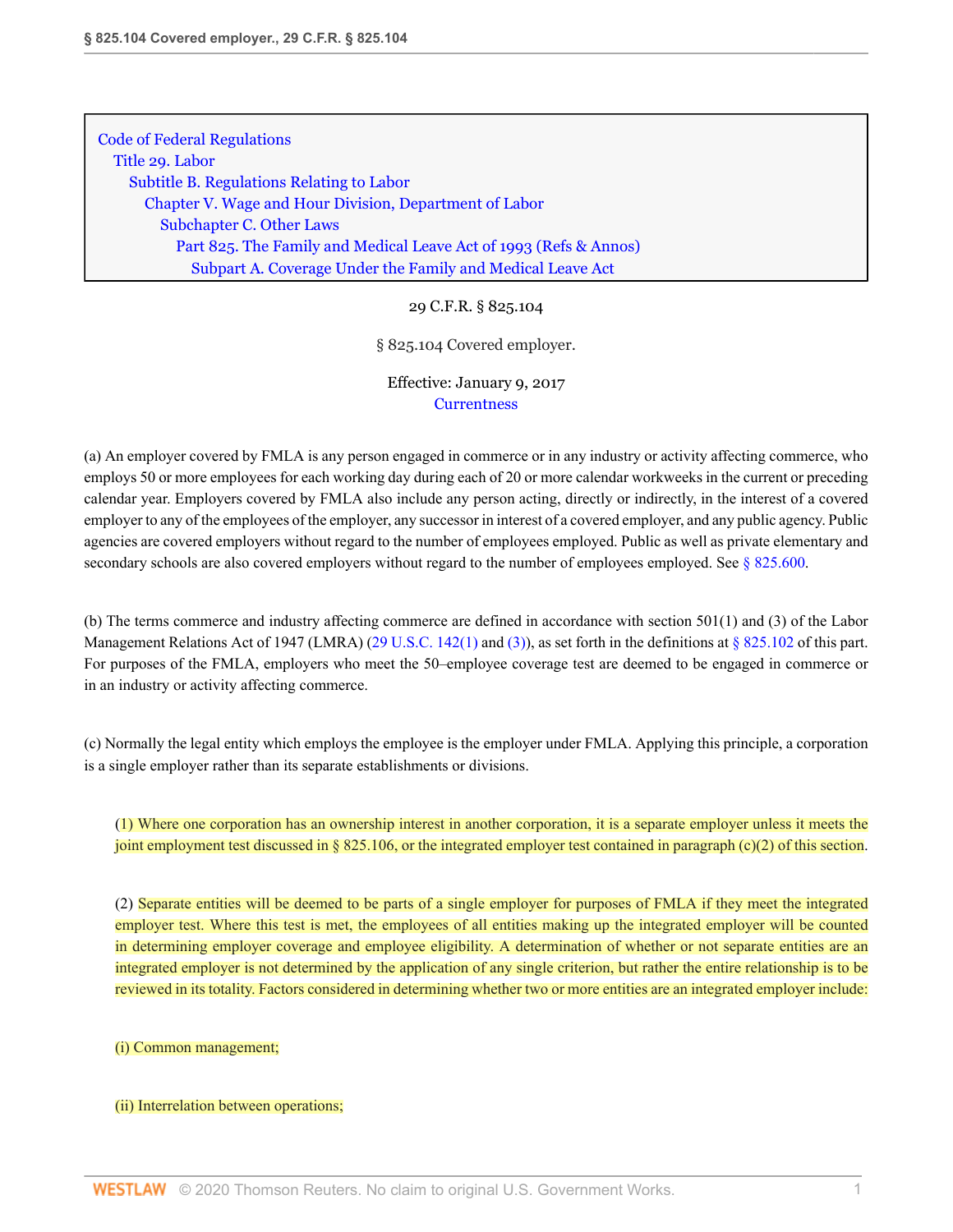Code of Federal Regulations
Title 29. Labor
Subtitle B. Regulations Relating to Labor
Chapter V. Wage and Hour Division, Department of Labor
Subchapter C. Other Laws
Part 825. The Family and Medical Leave Act of 1993 (Refs & Annos)
Subpart A. Coverage Under the Family and Medical Leave Act

29 C.F.R. § 825.104

# § 825.104 Covered employer.

Effective: January 9, 2017

Currentness

(a) An employer covered by FMLA is any person engaged in commerce or in any industry or activity affecting commerce, who employs 50 or more employees for each working day during each of 20 or more calendar workweeks in the current or preceding calendar year. Employers covered by FMLA also include any person acting, directly or indirectly, in the interest of a covered employer to any of the employees of the employer, any successor in interest of a covered employer, and any public agency. Public agencies are covered employers without regard to the number of employees employed. Public as well as private elementary and secondary schools are also covered employers without regard to the number of employees employed. See § 825.600.

(b) The terms commerce and industry affecting commerce are defined in accordance with section 501(1) and (3) of the Labor Management Relations Act of 1947 (LMRA) (29 U.S.C. 142(1) and (3)), as set forth in the definitions at § 825.102 of this part. For purposes of the FMLA, employers who meet the 50–employee coverage test are deemed to be engaged in commerce or in an industry or activity affecting commerce.

(c) Normally the legal entity which employs the employee is the employer under FMLA. Applying this principle, a corporation is a single employer rather than its separate establishments or divisions.

(1) Where one corporation has an ownership interest in another corporation, it is a separate employer unless it meets the joint employment test discussed in § 825.106, or the integrated employer test contained in paragraph (c)(2) of this section.

(2) Separate entities will be deemed to be parts of a single employer for purposes of FMLA if they meet the integrated employer test. Where this test is met, the employees of all entities making up the integrated employer will be counted in determining employer coverage and employee eligibility. A determination of whether or not separate entities are an integrated employer is not determined by the application of any single criterion, but rather the entire relationship is to be reviewed in its totality. Factors considered in determining whether two or more entities are an integrated employer include:

(i) Common management;

(ii) Interrelation between operations;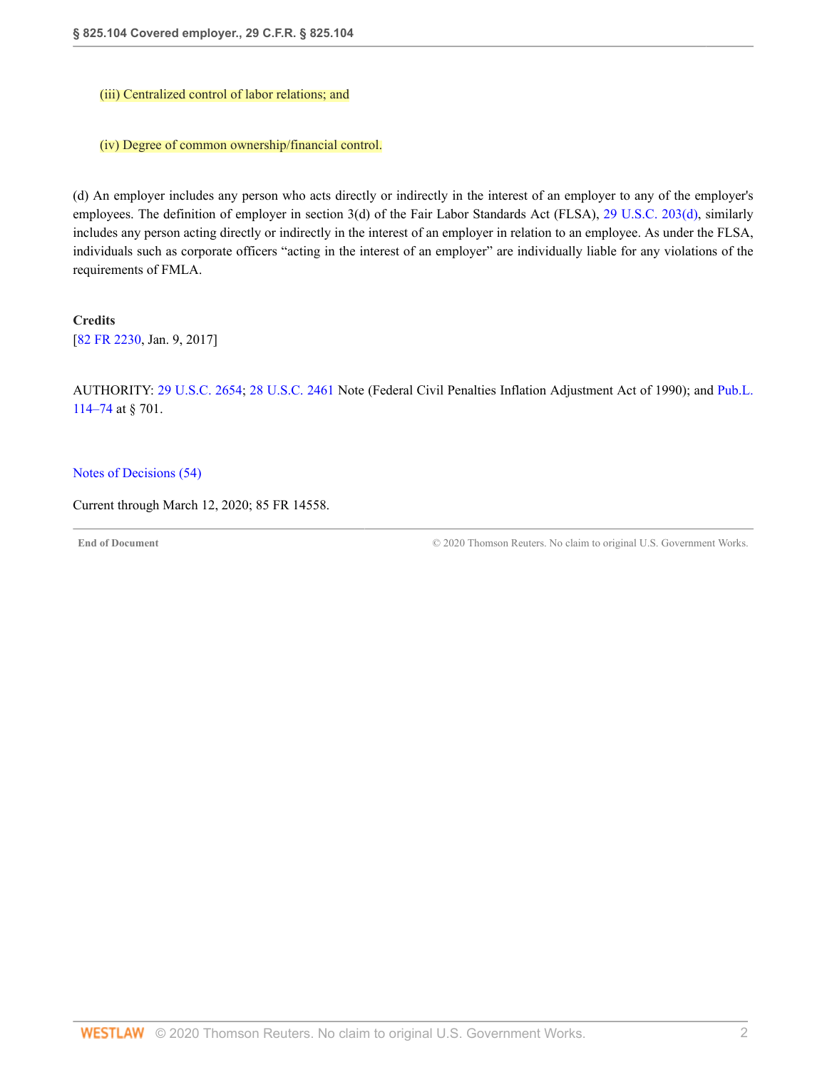(iii) Centralized control of labor relations; and

(iv) Degree of common ownership/financial control.

(d) An employer includes any person who acts directly or indirectly in the interest of an employer to any of the employer's employees. The definition of employer in section 3(d) of the Fair Labor Standards Act (FLSA), 29 U.S.C. 203(d), similarly includes any person acting directly or indirectly in the interest of an employer in relation to an employee. As under the FLSA, individuals such as corporate officers "acting in the interest of an employer" are individually liable for any violations of the requirements of FMLA.

**Credits**

[82 FR 2230, Jan. 9, 2017]

AUTHORITY: 29 U.S.C. 2654; 28 U.S.C. 2461 Note (Federal Civil Penalties Inflation Adjustment Act of 1990); and Pub.L. 114–74 at § 701.

Notes of Decisions (54)

Current through March 12, 2020; 85 FR 14558.

End of Document © 2020 Thomson Reuters. No claim to original U.S. Government Works.